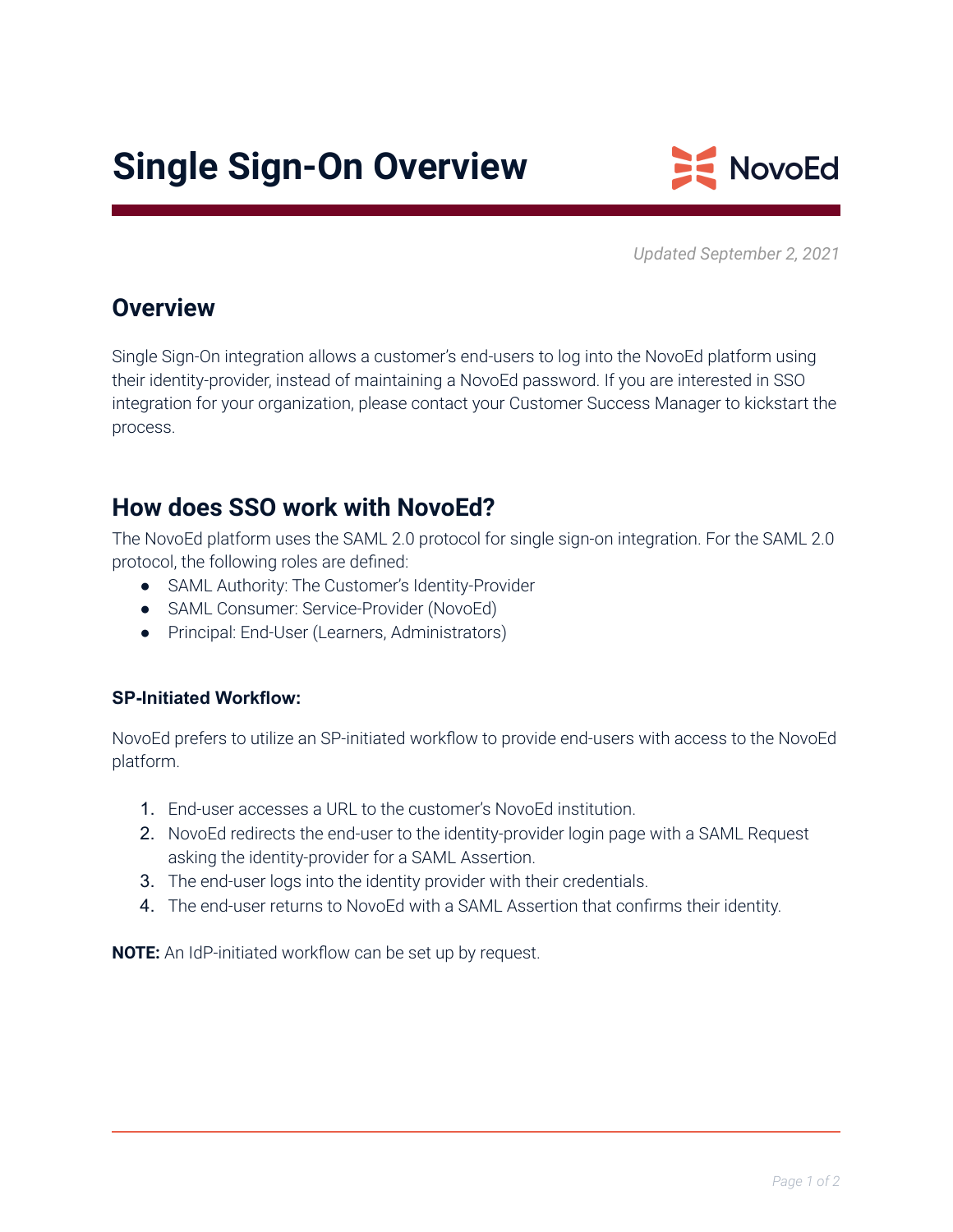# Single Sign-On Overview

*Updated September 2, 2021*

## Overview

Single Sign-On integration allows a customer's end-users to log into the NovoEd platform using their identity-provider, instead of maintaining a NovoEd password. If you are interested in SSO integration for your organization, please contact your Customer Success Manager to kickstart the process.

## How does SSO work with NovoEd?

The NovoEd platform uses the SAML 2.0 protocol for single sign-on integration. For the SAML 2.0 protocol, the following roles are defined:

- SAML Authority: The Customer's Identity-Provider
- SAML Consumer: Service-Provider (NovoEd)
- Principal: End-User (Learners, Administrators)

### SP-Initiated Workflow:

NovoEd prefers to utilize an SP-initiated workflow to provide end-users with access to the NovoEd platform.

1. End-user accesses a URL to the customer's NovoEd institution.
2. NovoEd redirects the end-user to the identity-provider login page with a SAML Request asking the identity-provider for a SAML Assertion.
3. The end-user logs into the identity provider with their credentials.
4. The end-user returns to NovoEd with a SAML Assertion that confirms their identity.

**NOTE:** An IdP-initiated workflow can be set up by request.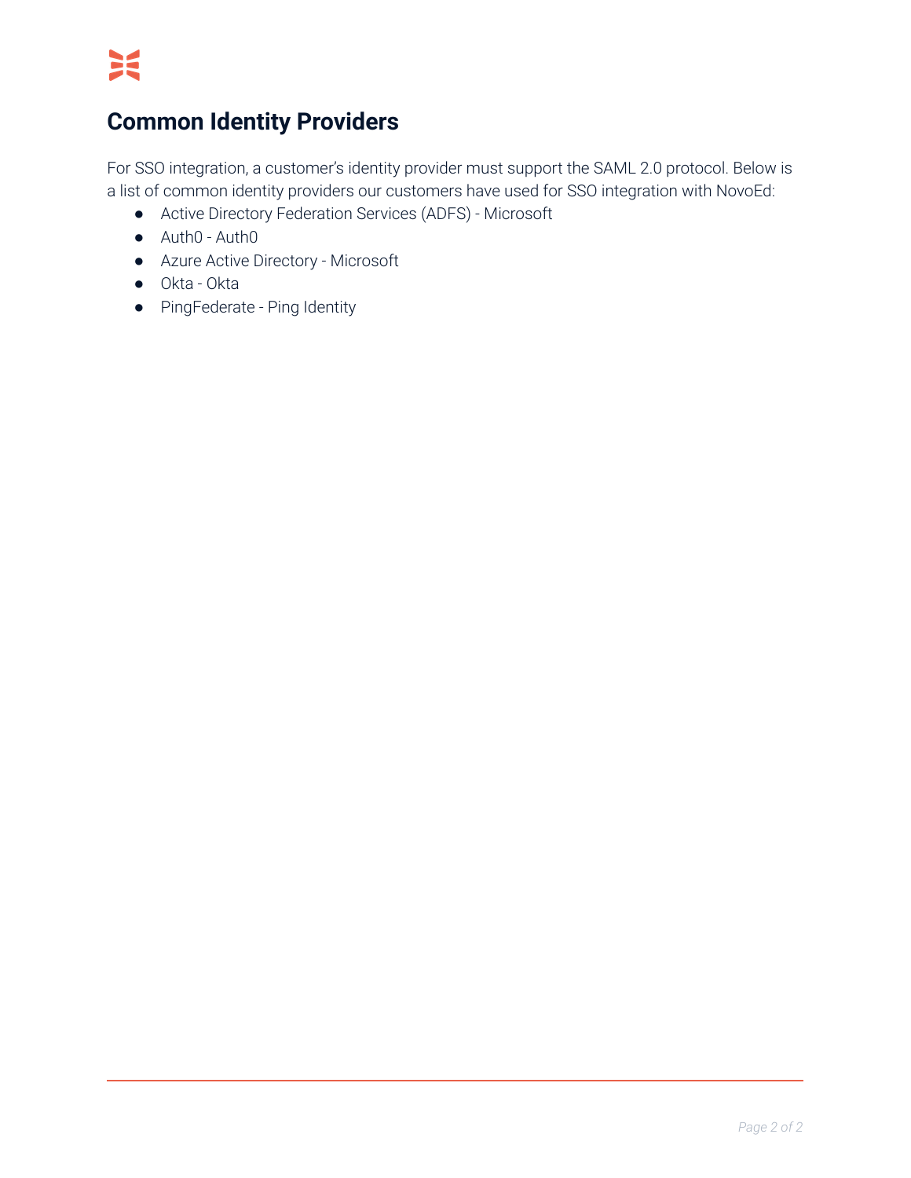## Common Identity Providers

For SSO integration, a customer's identity provider must support the SAML 2.0 protocol. Below is a list of common identity providers our customers have used for SSO integration with NovoEd:

- Active Directory Federation Services (ADFS) - Microsoft
- Auth0 - Auth0
- Azure Active Directory - Microsoft
- Okta - Okta
- PingFederate - Ping Identity